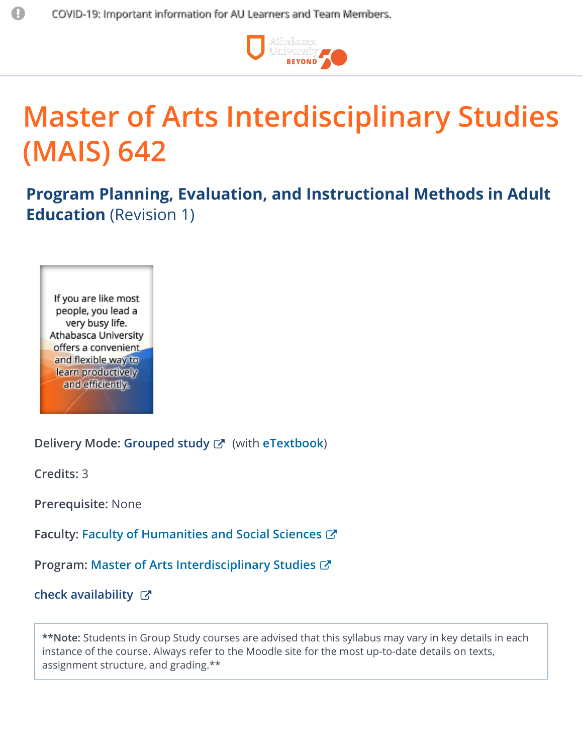COVID-19: Important information for AU Learners and Team Members.

# Master of Arts Interdisciplinary Studies (MAIS) 642

## **Program Planning, Evaluation, and Instructional Methods in Adult Education** (Revision 1)

If you are like most people, you lead a very busy life. Athabasca University offers a convenient and flexible way to learn productively and efficiently.

**Delivery Mode:** Grouped study (with eTextbook)

**Credits:** 3

**Prerequisite:** None

**Faculty:** Faculty of Humanities and Social Sciences

**Program:** Master of Arts Interdisciplinary Studies

check availability

> ****Note:** Students in Group Study courses are advised that this syllabus may vary in key details in each instance of the course. Always refer to the Moodle site for the most up-to-date details on texts, assignment structure, and grading.**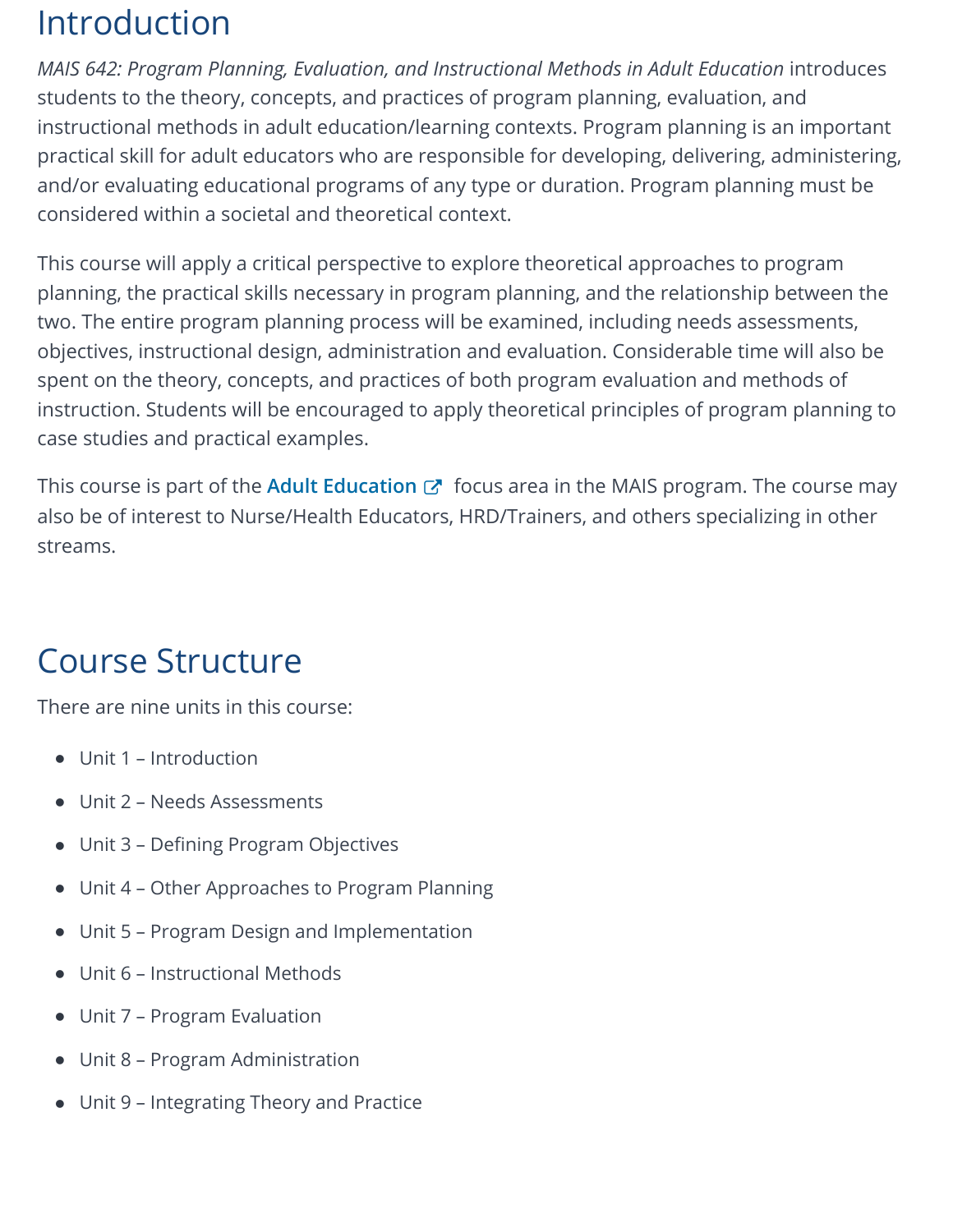## Introduction

*MAIS 642: Program Planning, Evaluation, and Instructional Methods in Adult Education* introduces students to the theory, concepts, and practices of program planning, evaluation, and instructional methods in adult education/learning contexts. Program planning is an important practical skill for adult educators who are responsible for developing, delivering, administering, and/or evaluating educational programs of any type or duration. Program planning must be considered within a societal and theoretical context.

This course will apply a critical perspective to explore theoretical approaches to program planning, the practical skills necessary in program planning, and the relationship between the two. The entire program planning process will be examined, including needs assessments, objectives, instructional design, administration and evaluation. Considerable time will also be spent on the theory, concepts, and practices of both program evaluation and methods of instruction. Students will be encouraged to apply theoretical principles of program planning to case studies and practical examples.

This course is part of the **Adult Education** focus area in the MAIS program. The course may also be of interest to Nurse/Health Educators, HRD/Trainers, and others specializing in other streams.

## Course Structure

There are nine units in this course:

- Unit 1 – Introduction
- Unit 2 – Needs Assessments
- Unit 3 – Defining Program Objectives
- Unit 4 – Other Approaches to Program Planning
- Unit 5 – Program Design and Implementation
- Unit 6 – Instructional Methods
- Unit 7 – Program Evaluation
- Unit 8 – Program Administration
- Unit 9 – Integrating Theory and Practice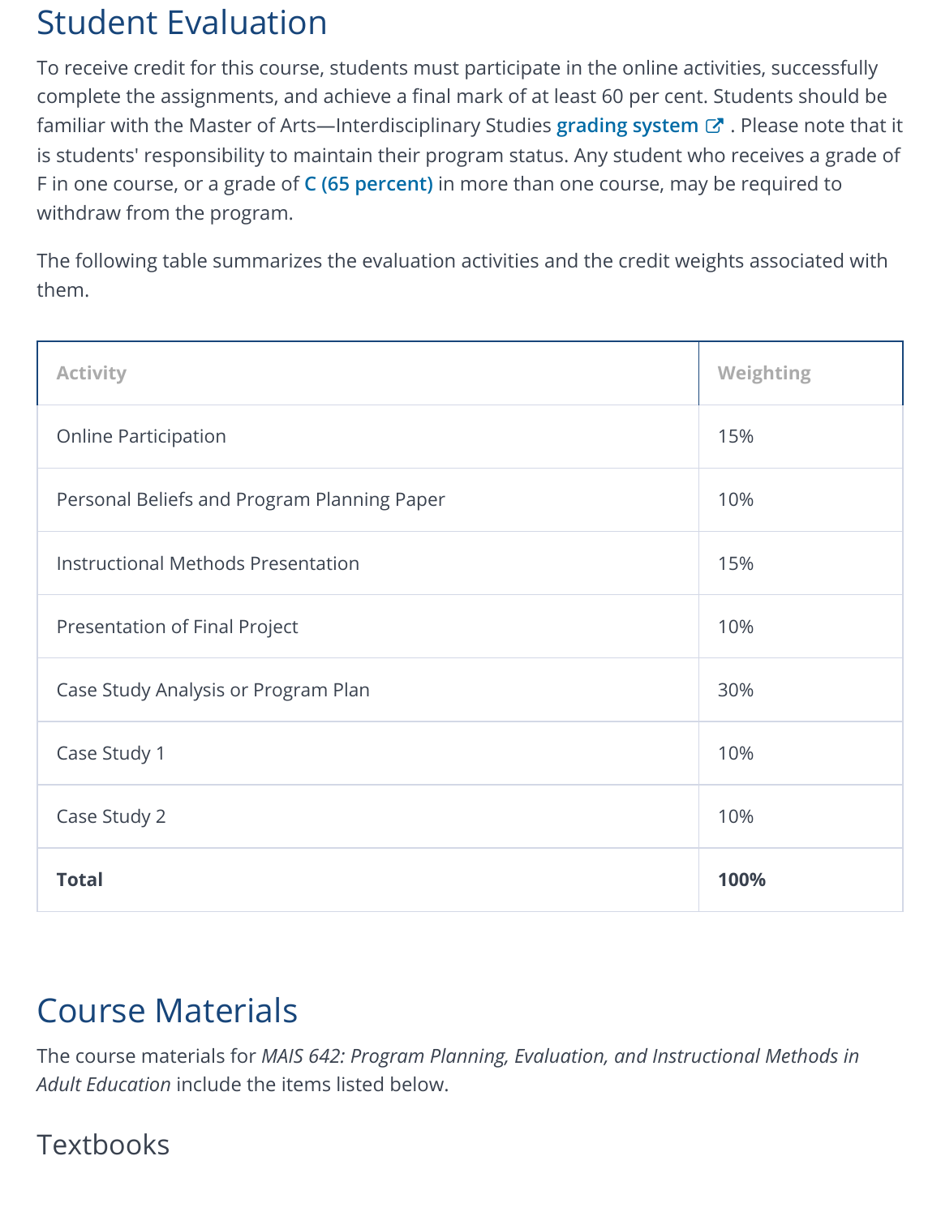## Student Evaluation

To receive credit for this course, students must participate in the online activities, successfully complete the assignments, and achieve a final mark of at least 60 per cent. Students should be familiar with the Master of Arts—Interdisciplinary Studies grading system. Please note that it is students' responsibility to maintain their program status. Any student who receives a grade of F in one course, or a grade of C (65 percent) in more than one course, may be required to withdraw from the program.

The following table summarizes the evaluation activities and the credit weights associated with them.

| Activity | Weighting |
| --- | --- |
| Online Participation | 15% |
| Personal Beliefs and Program Planning Paper | 10% |
| Instructional Methods Presentation | 15% |
| Presentation of Final Project | 10% |
| Case Study Analysis or Program Plan | 30% |
| Case Study 1 | 10% |
| Case Study 2 | 10% |
| **Total** | **100%** |

## Course Materials

The course materials for *MAIS 642: Program Planning, Evaluation, and Instructional Methods in Adult Education* include the items listed below.

### Textbooks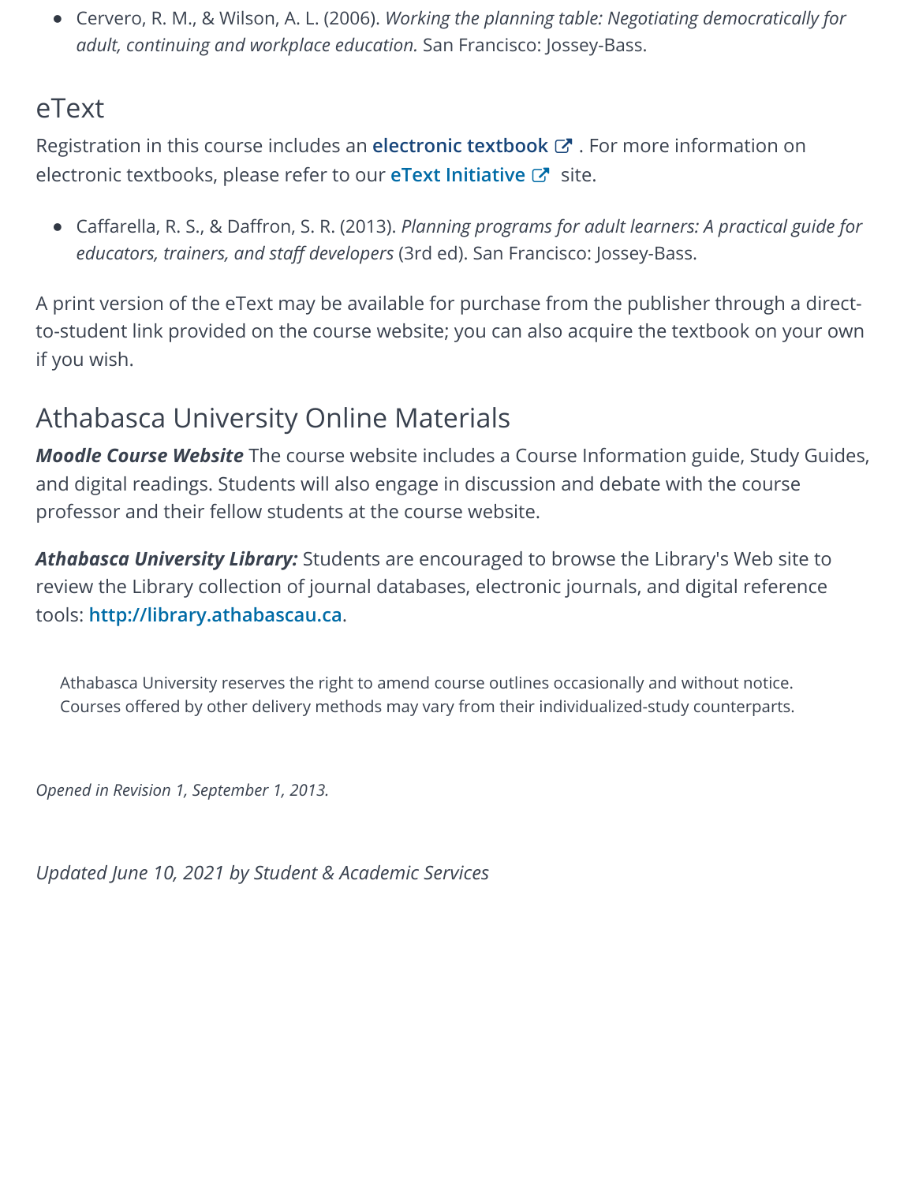- Cervero, R. M., & Wilson, A. L. (2006). *Working the planning table: Negotiating democratically for adult, continuing and workplace education.* San Francisco: Jossey-Bass.

## eText

Registration in this course includes an **electronic textbook**. For more information on electronic textbooks, please refer to our **eText Initiative** site.

- Caffarella, R. S., & Daffron, S. R. (2013). *Planning programs for adult learners: A practical guide for educators, trainers, and staff developers* (3rd ed). San Francisco: Jossey-Bass.

A print version of the eText may be available for purchase from the publisher through a direct-to-student link provided on the course website; you can also acquire the textbook on your own if you wish.

## Athabasca University Online Materials

***Moodle Course Website*** The course website includes a Course Information guide, Study Guides, and digital readings. Students will also engage in discussion and debate with the course professor and their fellow students at the course website.

***Athabasca University Library:*** Students are encouraged to browse the Library's Web site to review the Library collection of journal databases, electronic journals, and digital reference tools: **http://library.athabascau.ca**.

Athabasca University reserves the right to amend course outlines occasionally and without notice. Courses offered by other delivery methods may vary from their individualized-study counterparts.

*Opened in Revision 1, September 1, 2013.*

*Updated June 10, 2021 by Student & Academic Services*